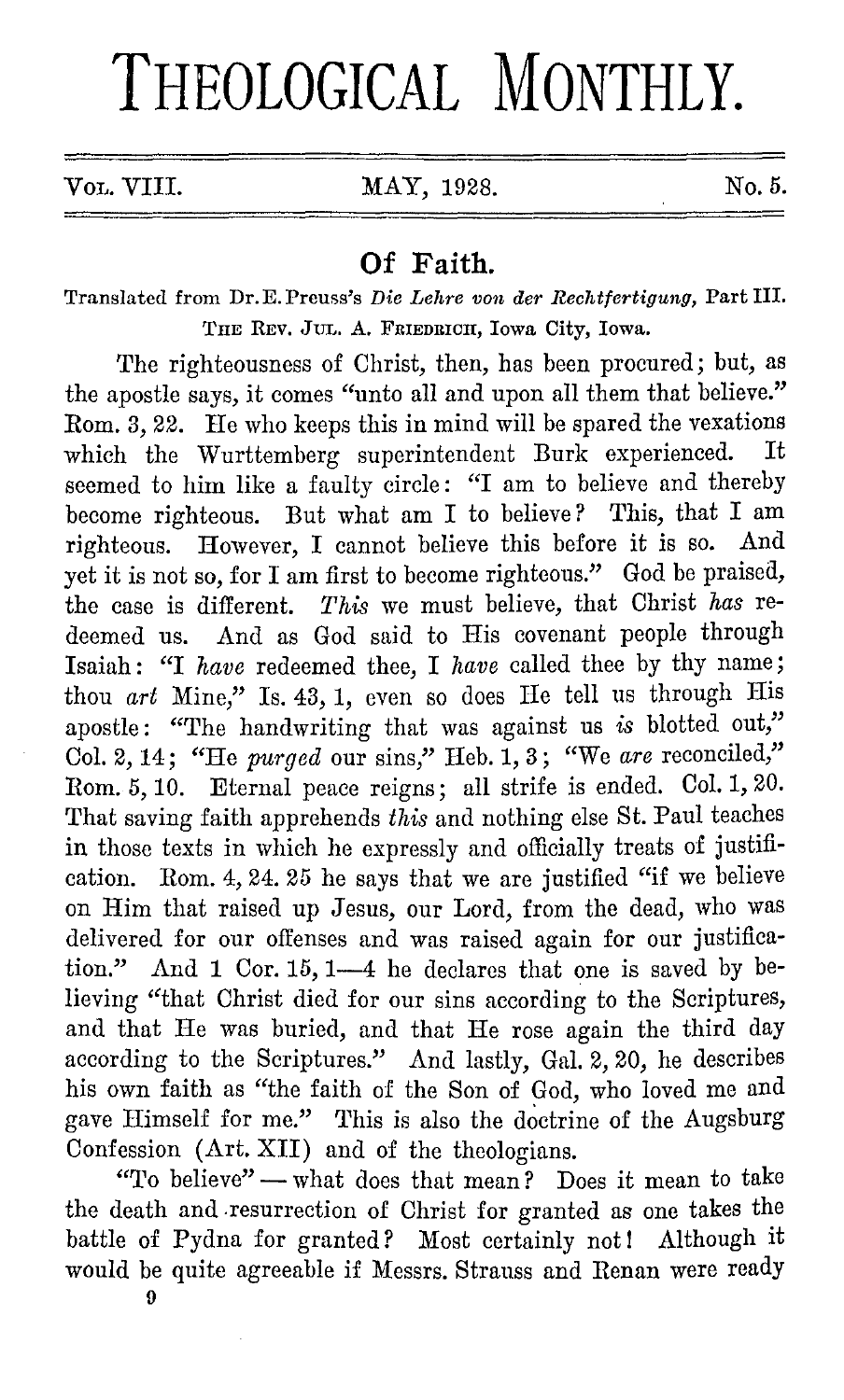# THEOLOGICAL MONTHLY.

VOL. VIII. MAY, 1928. No. 5.

## Of Faith.

Translated from Dr. E. Preuss's *Die Lehre von der Rechtfertigung*, Part III.

THE REV. JUL. A. FRIEDRICH, Iowa City, Iowa.

The righteousness of Christ, then, has been procured; but, as the apostle says, it comes "unto all and upon all them that believe." Rom. 3, 22. He who keeps this in mind will be spared the vexations which the Wurttemberg superintendent Burk experienced. It seemed to him like a faulty circle: "I am to believe and thereby become righteous. But what am I to believe? This, that I am righteous. However, I cannot believe this before it is so. And yet it is not so, for I am first to become righteous." God be praised, the case is different. *This* we must believe, that Christ *has* redeemed us. And as God said to His covenant people through Isaiah: "I *have* redeemed thee, I *have* called thee by thy name; thou *art* Mine," Is. 43, 1, even so does He tell us through His apostle: "The handwriting that was against us *is* blotted out," Col. 2, 14; "He *purged* our sins," Heb. 1, 3; "We *are* reconciled," Rom. 5, 10. Eternal peace reigns; all strife is ended. Col. 1, 20. That saving faith apprehends *this* and nothing else St. Paul teaches in those texts in which he expressly and officially treats of justification. Rom. 4, 24. 25 he says that we are justified "if we believe on Him that raised up Jesus, our Lord, from the dead, who was delivered for our offenses and was raised again for our justification." And 1 Cor. 15, 1—4 he declares that one is saved by believing "that Christ died for our sins according to the Scriptures, and that He was buried, and that He rose again the third day according to the Scriptures." And lastly, Gal. 2, 20, he describes his own faith as "the faith of the Son of God, who loved me and gave Himself for me." This is also the doctrine of the Augsburg Confession (Art. XII) and of the theologians.

"To believe" — what does that mean? Does it mean to take the death and resurrection of Christ for granted as one takes the battle of Pydna for granted? Most certainly not! Although it would be quite agreeable if Messrs. Strauss and Renan were ready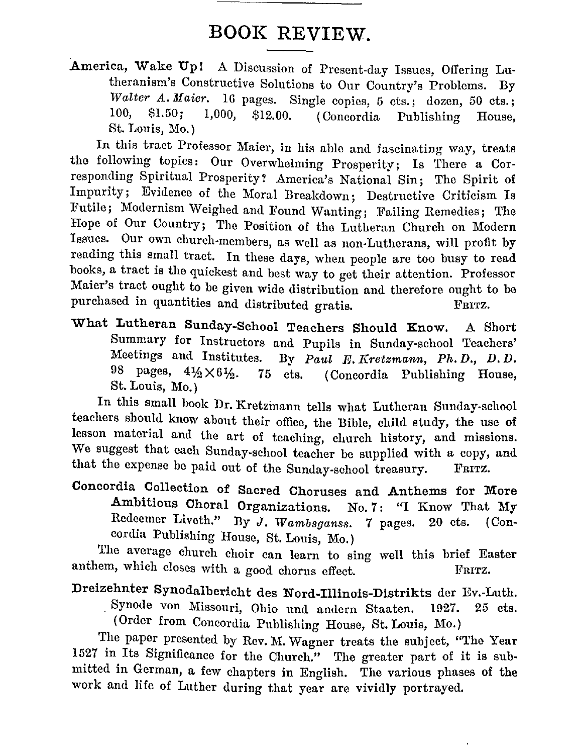## BOOK REVIEW.

**America, Wake Up!** A Discussion of Present-day Issues, Offering Lutheranism's Constructive Solutions to Our Country's Problems. By *Walter A. Maier.* 16 pages. Single copies, 5 cts.; dozen, 50 cts.; 100, $1.50; 1,000, $12.00. (Concordia Publishing House, St. Louis, Mo.)

In this tract Professor Maier, in his able and fascinating way, treats the following topics: Our Overwhelming Prosperity; Is There a Corresponding Spiritual Prosperity? America's National Sin; The Spirit of Impurity; Evidence of the Moral Breakdown; Destructive Criticism Is Futile; Modernism Weighed and Found Wanting; Failing Remedies; The Hope of Our Country; The Position of the Lutheran Church on Modern Issues. Our own church-members, as well as non-Lutherans, will profit by reading this small tract. In these days, when people are too busy to read books, a tract is the quickest and best way to get their attention. Professor Maier's tract ought to be given wide distribution and therefore ought to be purchased in quantities and distributed gratis. FRITZ.

**What Lutheran Sunday-School Teachers Should Know.** A Short Summary for Instructors and Pupils in Sunday-school Teachers' Meetings and Institutes. By *Paul E. Kretzmann, Ph. D., D. D.* 98 pages, $4\frac{1}{2} \times 6\frac{1}{2}$. 75 cts. (Concordia Publishing House, St. Louis, Mo.)

In this small book Dr. Kretzmann tells what Lutheran Sunday-school teachers should know about their office, the Bible, child study, the use of lesson material and the art of teaching, church history, and missions. We suggest that each Sunday-school teacher be supplied with a copy, and that the expense be paid out of the Sunday-school treasury. FRITZ.

**Concordia Collection of Sacred Choruses and Anthems for More Ambitious Choral Organizations.** No. 7: "I Know That My Redeemer Liveth." By *J. Wambsganss.* 7 pages. 20 cts. (Concordia Publishing House, St. Louis, Mo.)

The average church choir can learn to sing well this brief Easter anthem, which closes with a good chorus effect. FRITZ.

**Dreizehnter Synodalbericht des Nord-Illinois-Distrikts** der Ev.-Luth. Synode von Missouri, Ohio und andern Staaten. 1927. 25 cts. (Order from Concordia Publishing House, St. Louis, Mo.)

The paper presented by Rev. M. Wagner treats the subject, "The Year 1527 in Its Significance for the Church." The greater part of it is submitted in German, a few chapters in English. The various phases of the work and life of Luther during that year are vividly portrayed.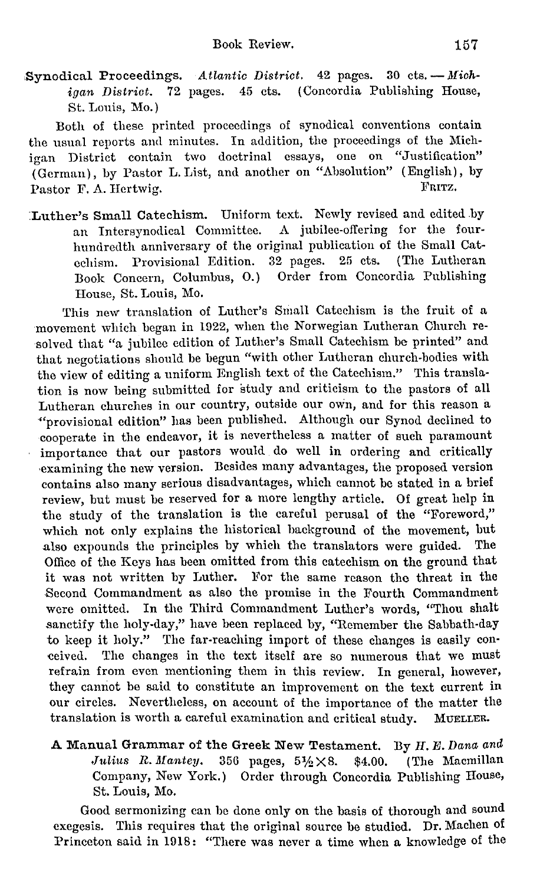**Synodical Proceedings.** *Atlantic District.* 42 pages. 30 cts. — *Michigan District.* 72 pages. 45 cts. (Concordia Publishing House, St. Louis, Mo.)

Both of these printed proceedings of synodical conventions contain the usual reports and minutes. In addition, the proceedings of the Michigan District contain two doctrinal essays, one on "Justification" (German), by Pastor L. List, and another on "Absolution" (English), by Pastor F. A. Hertwig. FRITZ.

**Luther's Small Catechism.** Uniform text. Newly revised and edited by an Intersynodical Committee. A jubilee-offering for the four-hundredth anniversary of the original publication of the Small Catechism. Provisional Edition. 32 pages. 25 cts. (The Lutheran Book Concern, Columbus, O.) Order from Concordia Publishing House, St. Louis, Mo.

This new translation of Luther's Small Catechism is the fruit of a movement which began in 1922, when the Norwegian Lutheran Church resolved that "a jubilee edition of Luther's Small Catechism be printed" and that negotiations should be begun "with other Lutheran church-bodies with the view of editing a uniform English text of the Catechism." This translation is now being submitted for study and criticism to the pastors of all Lutheran churches in our country, outside our own, and for this reason a "provisional edition" has been published. Although our Synod declined to cooperate in the endeavor, it is nevertheless a matter of such paramount importance that our pastors would do well in ordering and critically examining the new version. Besides many advantages, the proposed version contains also many serious disadvantages, which cannot be stated in a brief review, but must be reserved for a more lengthy article. Of great help in the study of the translation is the careful perusal of the "Foreword," which not only explains the historical background of the movement, but also expounds the principles by which the translators were guided. The Office of the Keys has been omitted from this catechism on the ground that it was not written by Luther. For the same reason the threat in the Second Commandment as also the promise in the Fourth Commandment were omitted. In the Third Commandment Luther's words, "Thou shalt sanctify the holy-day," have been replaced by, "Remember the Sabbath-day to keep it holy." The far-reaching import of these changes is easily conceived. The changes in the text itself are so numerous that we must refrain from even mentioning them in this review. In general, however, they cannot be said to constitute an improvement on the text current in our circles. Nevertheless, on account of the importance of the matter the translation is worth a careful examination and critical study. MUELLER.

**A Manual Grammar of the Greek New Testament.** By *H. E. Dana and Julius R. Mantey.* 356 pages, 5½×8. $4.00. (The Macmillan Company, New York.) Order through Concordia Publishing House, St. Louis, Mo.

Good sermonizing can be done only on the basis of thorough and sound exegesis. This requires that the original source be studied. Dr. Machen of Princeton said in 1918: "There was never a time when a knowledge of the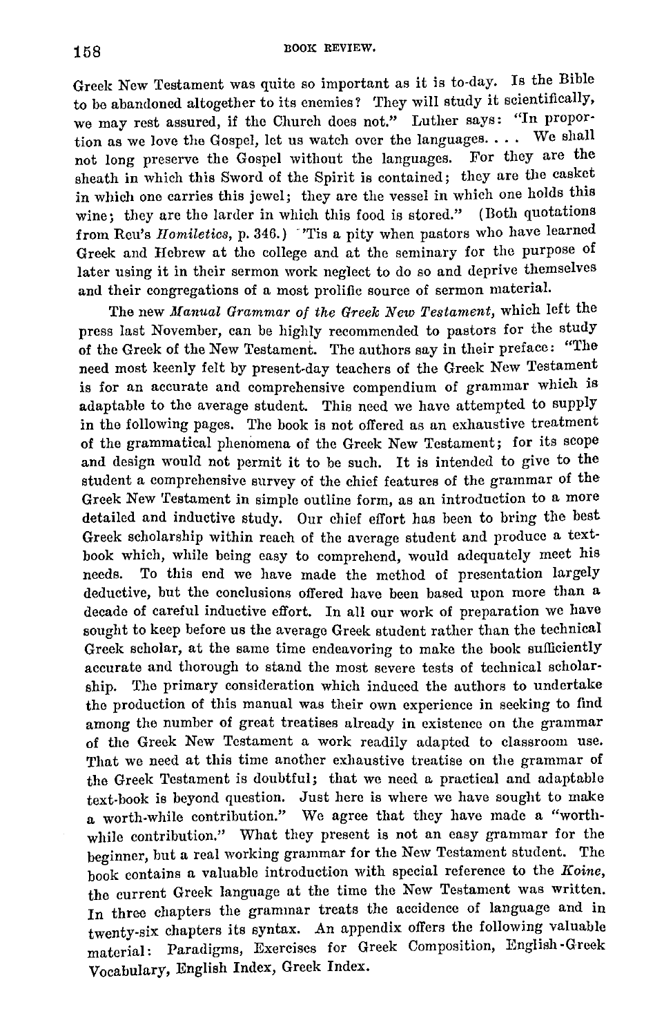Greek New Testament was quite so important as it is to-day. Is the Bible to be abandoned altogether to its enemies? They will study it scientifically, we may rest assured, if the Church does not." Luther says: "In proportion as we love the Gospel, let us watch over the languages. . . . We shall not long preserve the Gospel without the languages. For they are the sheath in which this Sword of the Spirit is contained; they are the casket in which one carries this jewel; they are the vessel in which one holds this wine; they are the larder in which this food is stored." (Both quotations from Reu's *Homiletics*, p. 346.) 'Tis a pity when pastors who have learned Greek and Hebrew at the college and at the seminary for the purpose of later using it in their sermon work neglect to do so and deprive themselves and their congregations of a most prolific source of sermon material.

The new *Manual Grammar of the Greek New Testament*, which left the press last November, can be highly recommended to pastors for the study of the Greek of the New Testament. The authors say in their preface: "The need most keenly felt by present-day teachers of the Greek New Testament is for an accurate and comprehensive compendium of grammar which is adaptable to the average student. This need we have attempted to supply in the following pages. The book is not offered as an exhaustive treatment of the grammatical phenomena of the Greek New Testament; for its scope and design would not permit it to be such. It is intended to give to the student a comprehensive survey of the chief features of the grammar of the Greek New Testament in simple outline form, as an introduction to a more detailed and inductive study. Our chief effort has been to bring the best Greek scholarship within reach of the average student and produce a textbook which, while being easy to comprehend, would adequately meet his needs. To this end we have made the method of presentation largely deductive, but the conclusions offered have been based upon more than a decade of careful inductive effort. In all our work of preparation we have sought to keep before us the average Greek student rather than the technical Greek scholar, at the same time endeavoring to make the book sufficiently accurate and thorough to stand the most severe tests of technical scholarship. The primary consideration which induced the authors to undertake the production of this manual was their own experience in seeking to find among the number of great treatises already in existence on the grammar of the Greek New Testament a work readily adapted to classroom use. That we need at this time another exhaustive treatise on the grammar of the Greek Testament is doubtful; that we need a practical and adaptable text-book is beyond question. Just here is where we have sought to make a worth-while contribution." We agree that they have made a "worth-while contribution." What they present is not an easy grammar for the beginner, but a real working grammar for the New Testament student. The book contains a valuable introduction with special reference to the *Koine*, the current Greek language at the time the New Testament was written. In three chapters the grammar treats the accidence of language and in twenty-six chapters its syntax. An appendix offers the following valuable material: Paradigms, Exercises for Greek Composition, English-Greek Vocabulary, English Index, Greek Index.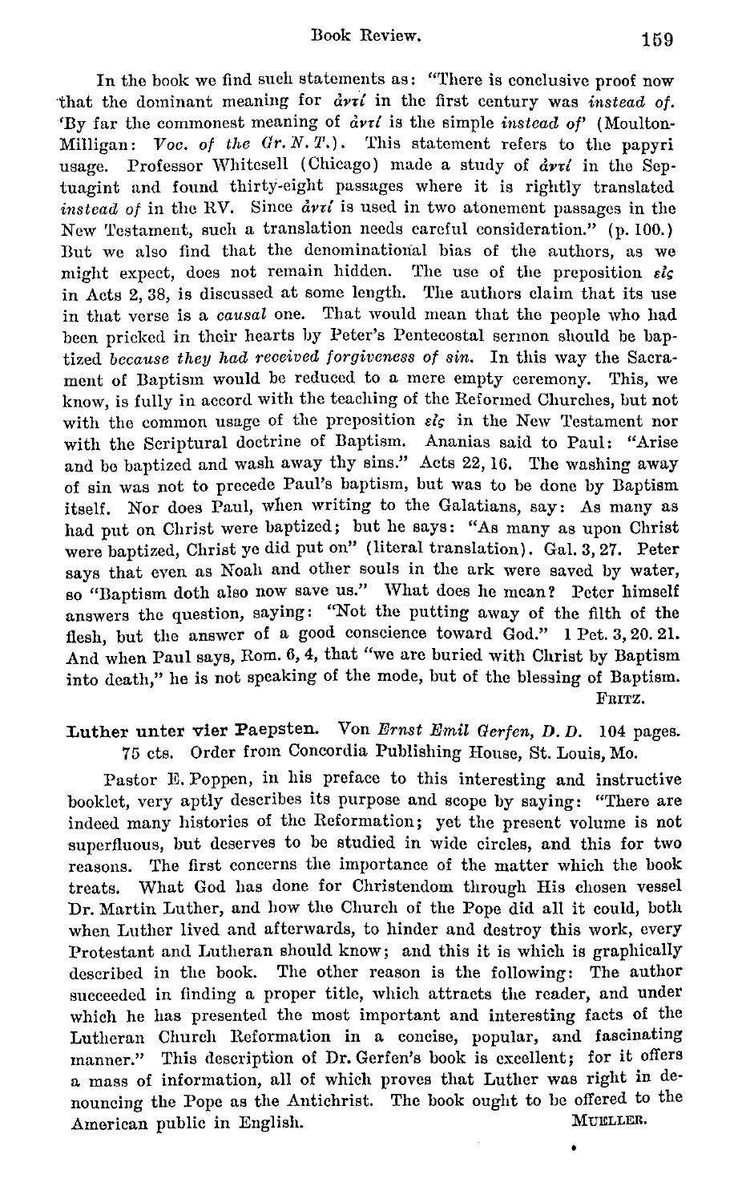In the book we find such statements as: "There is conclusive proof now that the dominant meaning for ἀντί in the first century was *instead of*. 'By far the commonest meaning of ἀντί is the simple *instead of*' (Moulton-Milligan: *Voc. of the Gr. N. T.*). This statement refers to the papyri usage. Professor Whitesell (Chicago) made a study of ἀντί in the Septuagint and found thirty-eight passages where it is rightly translated *instead of* in the RV. Since ἀντί is used in two atonement passages in the New Testament, such a translation needs careful consideration." (p. 100.) But we also find that the denominational bias of the authors, as we might expect, does not remain hidden. The use of the preposition εἰς in Acts 2, 38, is discussed at some length. The authors claim that its use in that verse is a *causal* one. That would mean that the people who had been pricked in their hearts by Peter's Pentecostal sermon should be baptized *because they had received forgiveness of sin*. In this way the Sacrament of Baptism would be reduced to a mere empty ceremony. This, we know, is fully in accord with the teaching of the Reformed Churches, but not with the common usage of the preposition εἰς in the New Testament nor with the Scriptural doctrine of Baptism. Ananias said to Paul: "Arise and be baptized and wash away thy sins." Acts 22, 16. The washing away of sin was not to precede Paul's baptism, but was to be done by Baptism itself. Nor does Paul, when writing to the Galatians, say: As many as had put on Christ were baptized; but he says: "As many as upon Christ were baptized, Christ ye did put on" (literal translation). Gal. 3, 27. Peter says that even as Noah and other souls in the ark were saved by water, so "Baptism doth also now save us." What does he mean? Peter himself answers the question, saying: "Not the putting away of the filth of the flesh, but the answer of a good conscience toward God." 1 Pet. 3, 20. 21. And when Paul says, Rom. 6, 4, that "we are buried with Christ by Baptism into death," he is not speaking of the mode, but of the blessing of Baptism.

FRITZ.

**Luther unter vier Paepsten.** Von *Ernst Emil Gerfen, D. D.* 104 pages. 75 cts. Order from Concordia Publishing House, St. Louis, Mo.

Pastor E. Poppen, in his preface to this interesting and instructive booklet, very aptly describes its purpose and scope by saying: "There are indeed many histories of the Reformation; yet the present volume is not superfluous, but deserves to be studied in wide circles, and this for two reasons. The first concerns the importance of the matter which the book treats. What God has done for Christendom through His chosen vessel Dr. Martin Luther, and how the Church of the Pope did all it could, both when Luther lived and afterwards, to hinder and destroy this work, every Protestant and Lutheran should know; and this it is which is graphically described in the book. The other reason is the following: The author succeeded in finding a proper title, which attracts the reader, and under which he has presented the most important and interesting facts of the Lutheran Church Reformation in a concise, popular, and fascinating manner." This description of Dr. Gerfen's book is excellent; for it offers a mass of information, all of which proves that Luther was right in denouncing the Pope as the Antichrist. The book ought to be offered to the American public in English.

MUELLER.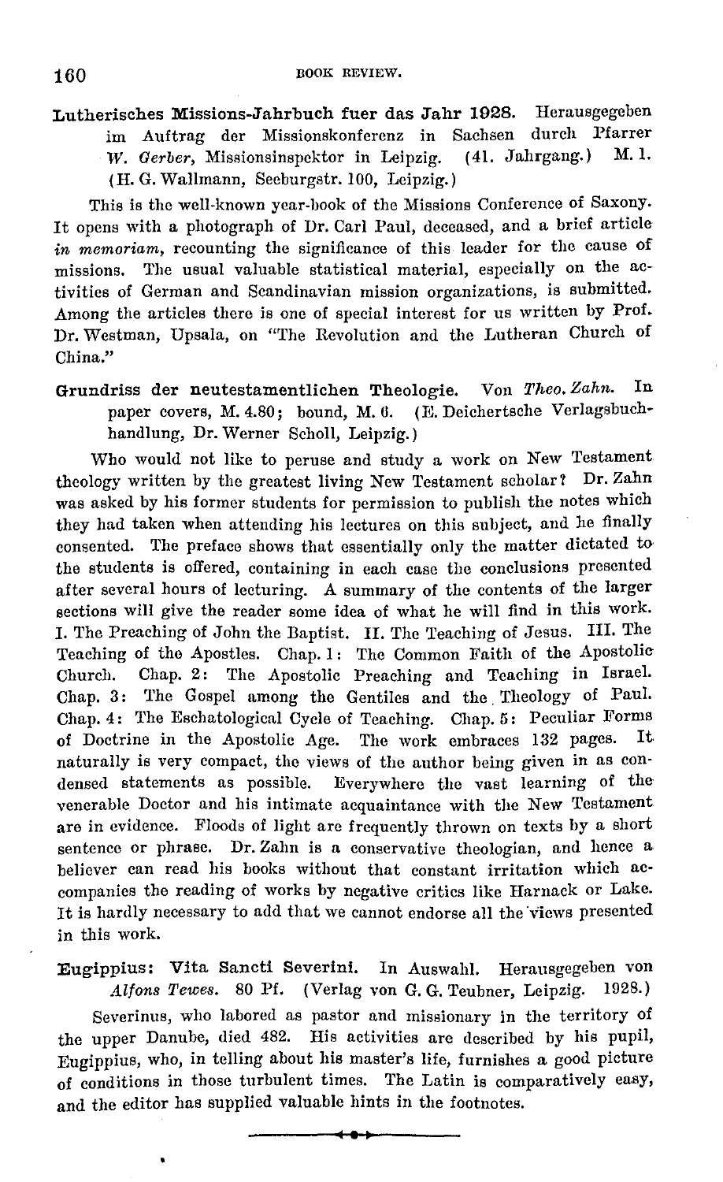**Lutherisches Missions-Jahrbuch fuer das Jahr 1928.** Herausgegeben im Auftrag der Missionskonferenz in Sachsen durch Pfarrer *W. Gerber*, Missionsinspektor in Leipzig. (41. Jahrgang.) M. 1. (H. G. Wallmann, Seeburgstr. 100, Leipzig.)

This is the well-known year-book of the Missions Conference of Saxony. It opens with a photograph of Dr. Carl Paul, deceased, and a brief article *in memoriam*, recounting the significance of this leader for the cause of missions. The usual valuable statistical material, especially on the activities of German and Scandinavian mission organizations, is submitted. Among the articles there is one of special interest for us written by Prof. Dr. Westman, Upsala, on "The Revolution and the Lutheran Church of China."

**Grundriss der neutestamentlichen Theologie.** Von *Theo. Zahn.* In paper covers, M. 4.80; bound, M. 6. (E. Deichertsche Verlagsbuchhandlung, Dr. Werner Scholl, Leipzig.)

Who would not like to peruse and study a work on New Testament theology written by the greatest living New Testament scholar? Dr. Zahn was asked by his former students for permission to publish the notes which they had taken when attending his lectures on this subject, and he finally consented. The preface shows that essentially only the matter dictated to the students is offered, containing in each case the conclusions presented after several hours of lecturing. A summary of the contents of the larger sections will give the reader some idea of what he will find in this work. I. The Preaching of John the Baptist. II. The Teaching of Jesus. III. The Teaching of the Apostles. Chap. 1: The Common Faith of the Apostolic Church. Chap. 2: The Apostolic Preaching and Teaching in Israel. Chap. 3: The Gospel among the Gentiles and the Theology of Paul. Chap. 4: The Eschatological Cycle of Teaching. Chap. 5: Peculiar Forms of Doctrine in the Apostolic Age. The work embraces 132 pages. It naturally is very compact, the views of the author being given in as condensed statements as possible. Everywhere the vast learning of the venerable Doctor and his intimate acquaintance with the New Testament are in evidence. Floods of light are frequently thrown on texts by a short sentence or phrase. Dr. Zahn is a conservative theologian, and hence a believer can read his books without that constant irritation which accompanies the reading of works by negative critics like Harnack or Lake. It is hardly necessary to add that we cannot endorse all the views presented in this work.

**Eugippius: Vita Sancti Severini.** In Auswahl. Herausgegeben von *Alfons Tewes.* 80 Pf. (Verlag von G. G. Teubner, Leipzig. 1928.)

Severinus, who labored as pastor and missionary in the territory of the upper Danube, died 482. His activities are described by his pupil, Eugippius, who, in telling about his master's life, furnishes a good picture of conditions in those turbulent times. The Latin is comparatively easy, and the editor has supplied valuable hints in the footnotes.